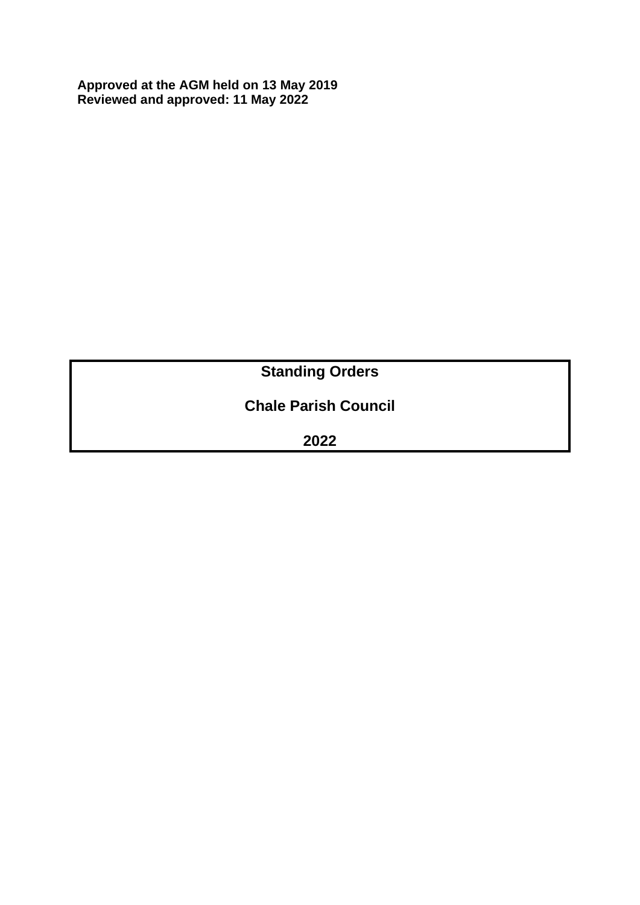**Approved at the AGM held on 13 May 2019**
**Reviewed and approved: 11 May 2022**

# Standing Orders

# Chale Parish Council

# 2022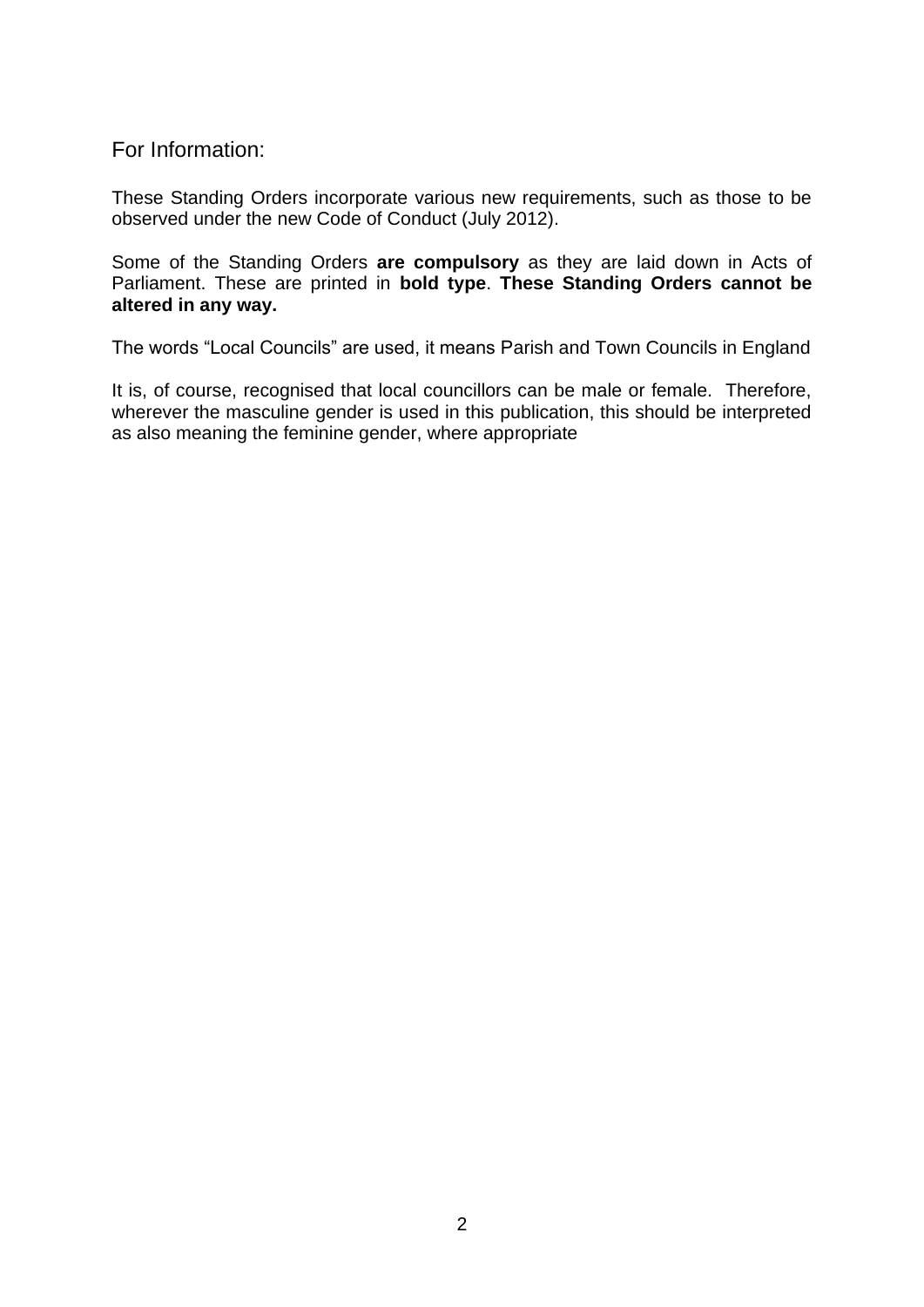## For Information:

These Standing Orders incorporate various new requirements, such as those to be observed under the new Code of Conduct (July 2012).

Some of the Standing Orders **are compulsory** as they are laid down in Acts of Parliament. These are printed in **bold type**. **These Standing Orders cannot be altered in any way.**

The words "Local Councils" are used, it means Parish and Town Councils in England

It is, of course, recognised that local councillors can be male or female. Therefore, wherever the masculine gender is used in this publication, this should be interpreted as also meaning the feminine gender, where appropriate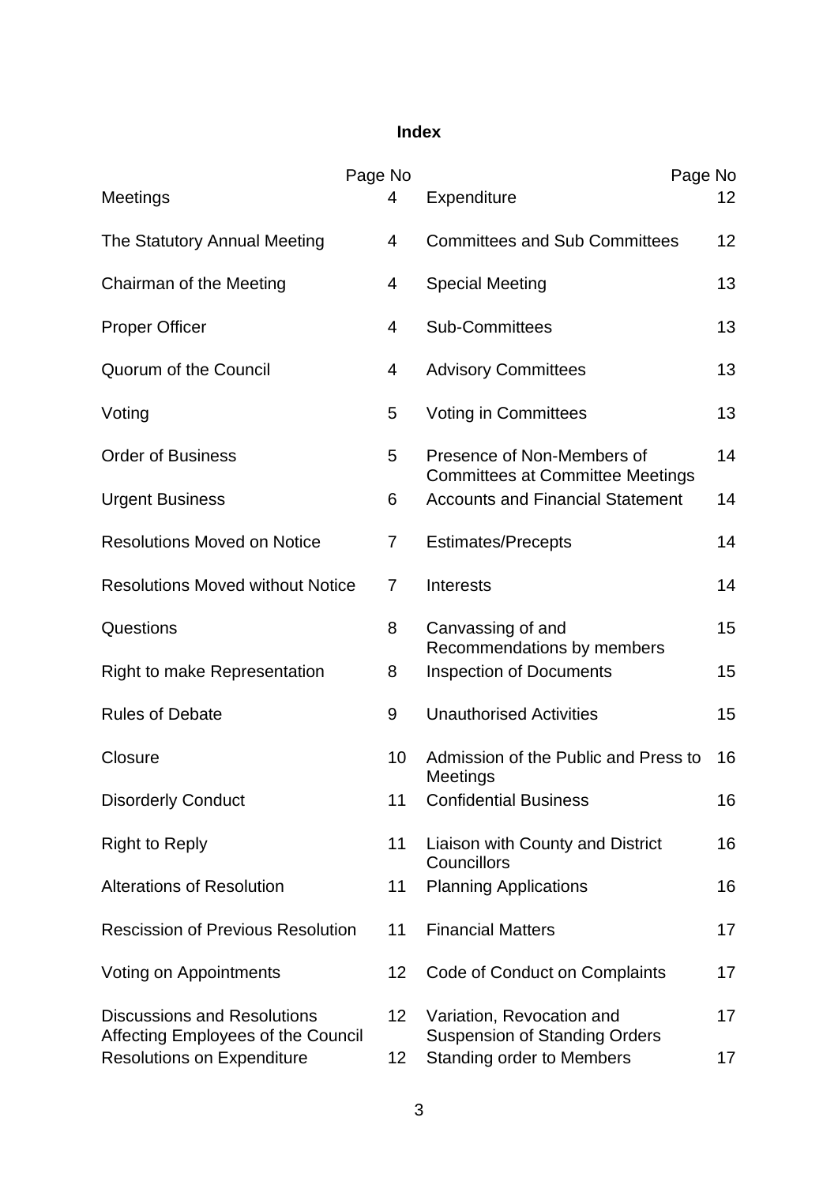# Index

| | Page No | | Page No |
|---|---|---|---|
| Meetings | 4 | Expenditure | 12 |
| The Statutory Annual Meeting | 4 | Committees and Sub Committees | 12 |
| Chairman of the Meeting | 4 | Special Meeting | 13 |
| Proper Officer | 4 | Sub-Committees | 13 |
| Quorum of the Council | 4 | Advisory Committees | 13 |
| Voting | 5 | Voting in Committees | 13 |
| Order of Business | 5 | Presence of Non-Members of Committees at Committee Meetings | 14 |
| Urgent Business | 6 | Accounts and Financial Statement | 14 |
| Resolutions Moved on Notice | 7 | Estimates/Precepts | 14 |
| Resolutions Moved without Notice | 7 | Interests | 14 |
| Questions | 8 | Canvassing of and Recommendations by members | 15 |
| Right to make Representation | 8 | Inspection of Documents | 15 |
| Rules of Debate | 9 | Unauthorised Activities | 15 |
| Closure | 10 | Admission of the Public and Press to Meetings | 16 |
| Disorderly Conduct | 11 | Confidential Business | 16 |
| Right to Reply | 11 | Liaison with County and District Councillors | 16 |
| Alterations of Resolution | 11 | Planning Applications | 16 |
| Rescission of Previous Resolution | 11 | Financial Matters | 17 |
| Voting on Appointments | 12 | Code of Conduct on Complaints | 17 |
| Discussions and Resolutions Affecting Employees of the Council | 12 | Variation, Revocation and Suspension of Standing Orders | 17 |
| Resolutions on Expenditure | 12 | Standing order to Members | 17 |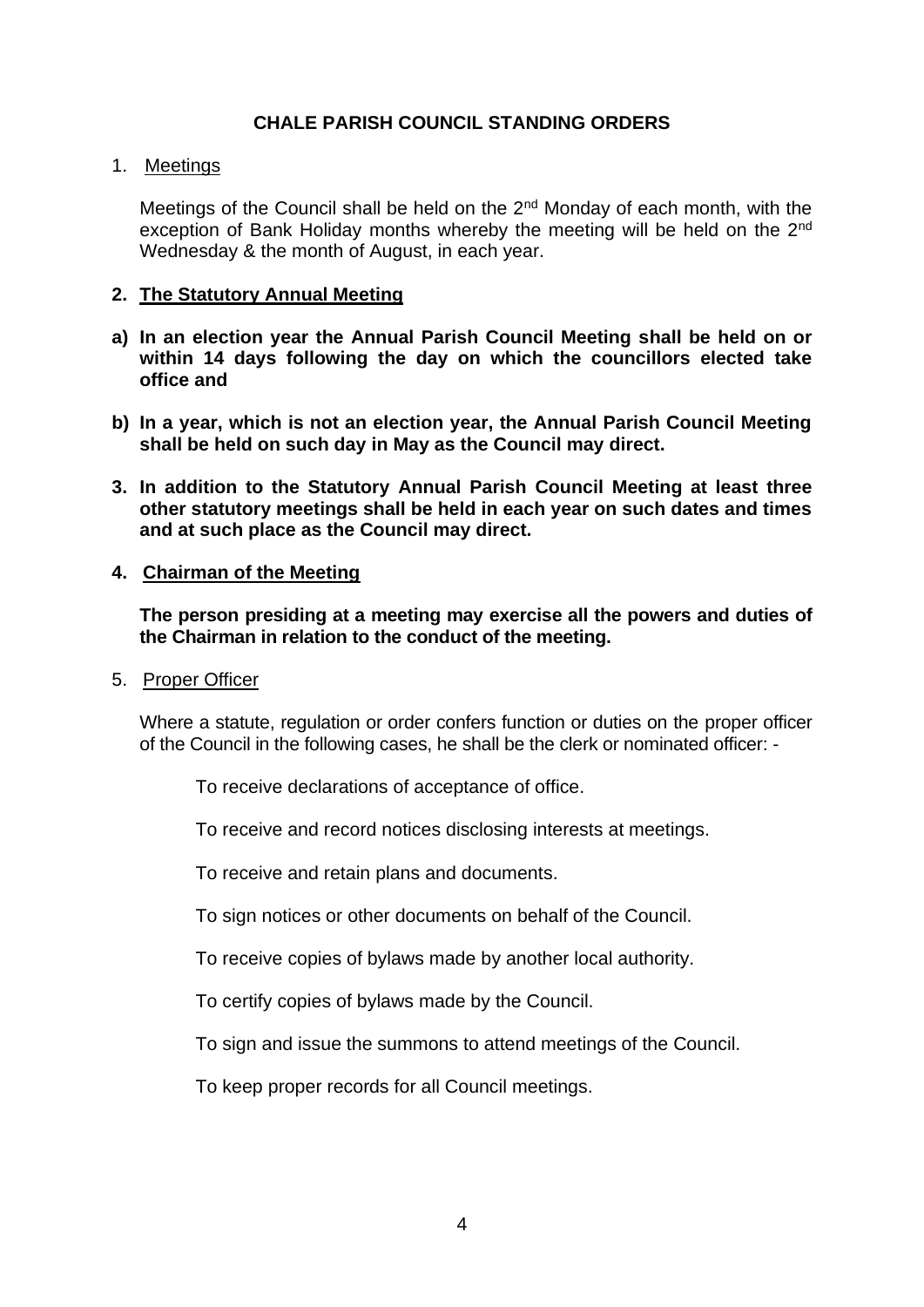# CHALE PARISH COUNCIL STANDING ORDERS

1. Meetings

   Meetings of the Council shall be held on the 2nd Monday of each month, with the exception of Bank Holiday months whereby the meeting will be held on the 2nd Wednesday & the month of August, in each year.

**2. The Statutory Annual Meeting**

**a) In an election year the Annual Parish Council Meeting shall be held on or within 14 days following the day on which the councillors elected take office and**

**b) In a year, which is not an election year, the Annual Parish Council Meeting shall be held on such day in May as the Council may direct.**

**3. In addition to the Statutory Annual Parish Council Meeting at least three other statutory meetings shall be held in each year on such dates and times and at such place as the Council may direct.**

**4. Chairman of the Meeting**

   **The person presiding at a meeting may exercise all the powers and duties of the Chairman in relation to the conduct of the meeting.**

5. Proper Officer

   Where a statute, regulation or order confers function or duties on the proper officer of the Council in the following cases, he shall be the clerk or nominated officer: -

   To receive declarations of acceptance of office.

   To receive and record notices disclosing interests at meetings.

   To receive and retain plans and documents.

   To sign notices or other documents on behalf of the Council.

   To receive copies of bylaws made by another local authority.

   To certify copies of bylaws made by the Council.

   To sign and issue the summons to attend meetings of the Council.

   To keep proper records for all Council meetings.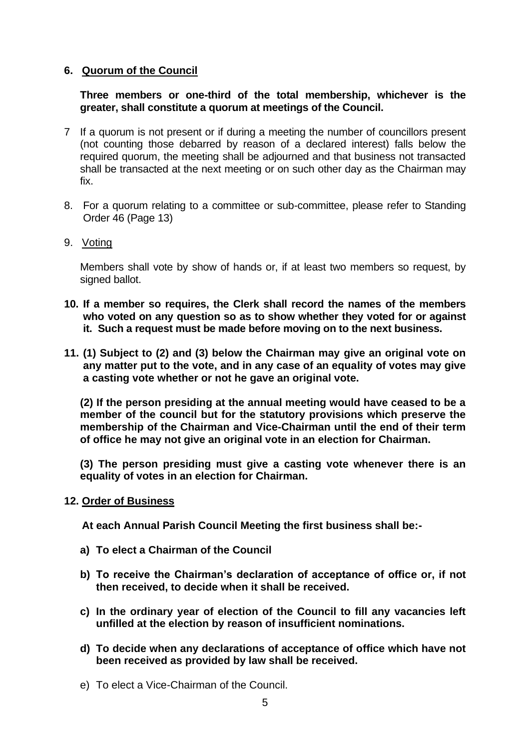## 6. Quorum of the Council

**Three members or one-third of the total membership, whichever is the greater, shall constitute a quorum at meetings of the Council.**

7 If a quorum is not present or if during a meeting the number of councillors present (not counting those debarred by reason of a declared interest) falls below the required quorum, the meeting shall be adjourned and that business not transacted shall be transacted at the next meeting or on such other day as the Chairman may fix.

8. For a quorum relating to a committee or sub-committee, please refer to Standing Order 46 (Page 13)

9. Voting

Members shall vote by show of hands or, if at least two members so request, by signed ballot.

**10. If a member so requires, the Clerk shall record the names of the members who voted on any question so as to show whether they voted for or against it. Such a request must be made before moving on to the next business.**

**11. (1) Subject to (2) and (3) below the Chairman may give an original vote on any matter put to the vote, and in any case of an equality of votes may give a casting vote whether or not he gave an original vote.**

**(2) If the person presiding at the annual meeting would have ceased to be a member of the council but for the statutory provisions which preserve the membership of the Chairman and Vice-Chairman until the end of their term of office he may not give an original vote in an election for Chairman.**

**(3) The person presiding must give a casting vote whenever there is an equality of votes in an election for Chairman.**

## 12. Order of Business

**At each Annual Parish Council Meeting the first business shall be:-**

**a) To elect a Chairman of the Council**

**b) To receive the Chairman's declaration of acceptance of office or, if not then received, to decide when it shall be received.**

**c) In the ordinary year of election of the Council to fill any vacancies left unfilled at the election by reason of insufficient nominations.**

**d) To decide when any declarations of acceptance of office which have not been received as provided by law shall be received.**

e) To elect a Vice-Chairman of the Council.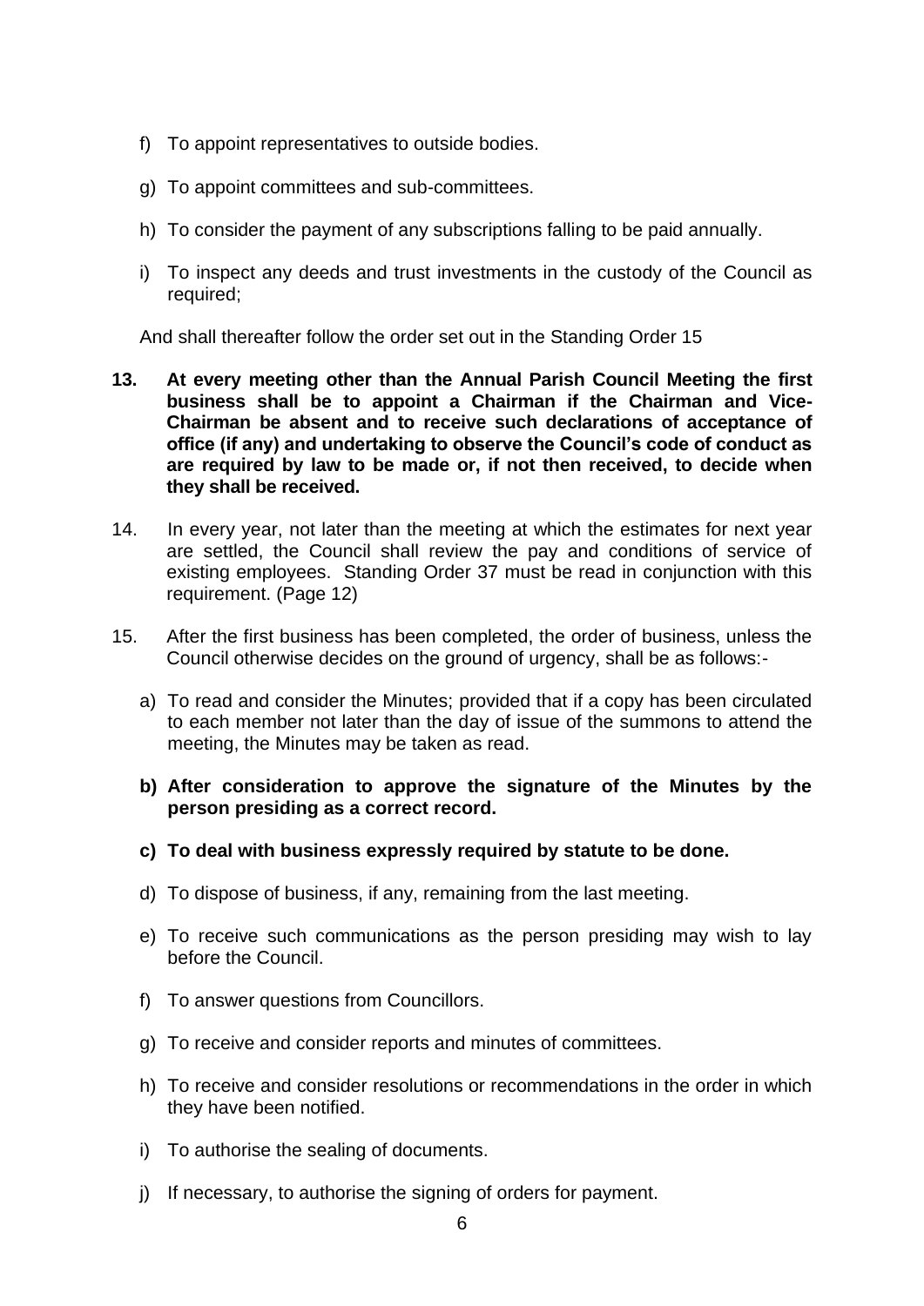f) To appoint representatives to outside bodies.

g) To appoint committees and sub-committees.

h) To consider the payment of any subscriptions falling to be paid annually.

i) To inspect any deeds and trust investments in the custody of the Council as required;

And shall thereafter follow the order set out in the Standing Order 15

**13. At every meeting other than the Annual Parish Council Meeting the first business shall be to appoint a Chairman if the Chairman and Vice-Chairman be absent and to receive such declarations of acceptance of office (if any) and undertaking to observe the Council's code of conduct as are required by law to be made or, if not then received, to decide when they shall be received.**

14. In every year, not later than the meeting at which the estimates for next year are settled, the Council shall review the pay and conditions of service of existing employees. Standing Order 37 must be read in conjunction with this requirement. (Page 12)

15. After the first business has been completed, the order of business, unless the Council otherwise decides on the ground of urgency, shall be as follows:-

a) To read and consider the Minutes; provided that if a copy has been circulated to each member not later than the day of issue of the summons to attend the meeting, the Minutes may be taken as read.

**b) After consideration to approve the signature of the Minutes by the person presiding as a correct record.**

**c) To deal with business expressly required by statute to be done.**

d) To dispose of business, if any, remaining from the last meeting.

e) To receive such communications as the person presiding may wish to lay before the Council.

f) To answer questions from Councillors.

g) To receive and consider reports and minutes of committees.

h) To receive and consider resolutions or recommendations in the order in which they have been notified.

i) To authorise the sealing of documents.

j) If necessary, to authorise the signing of orders for payment.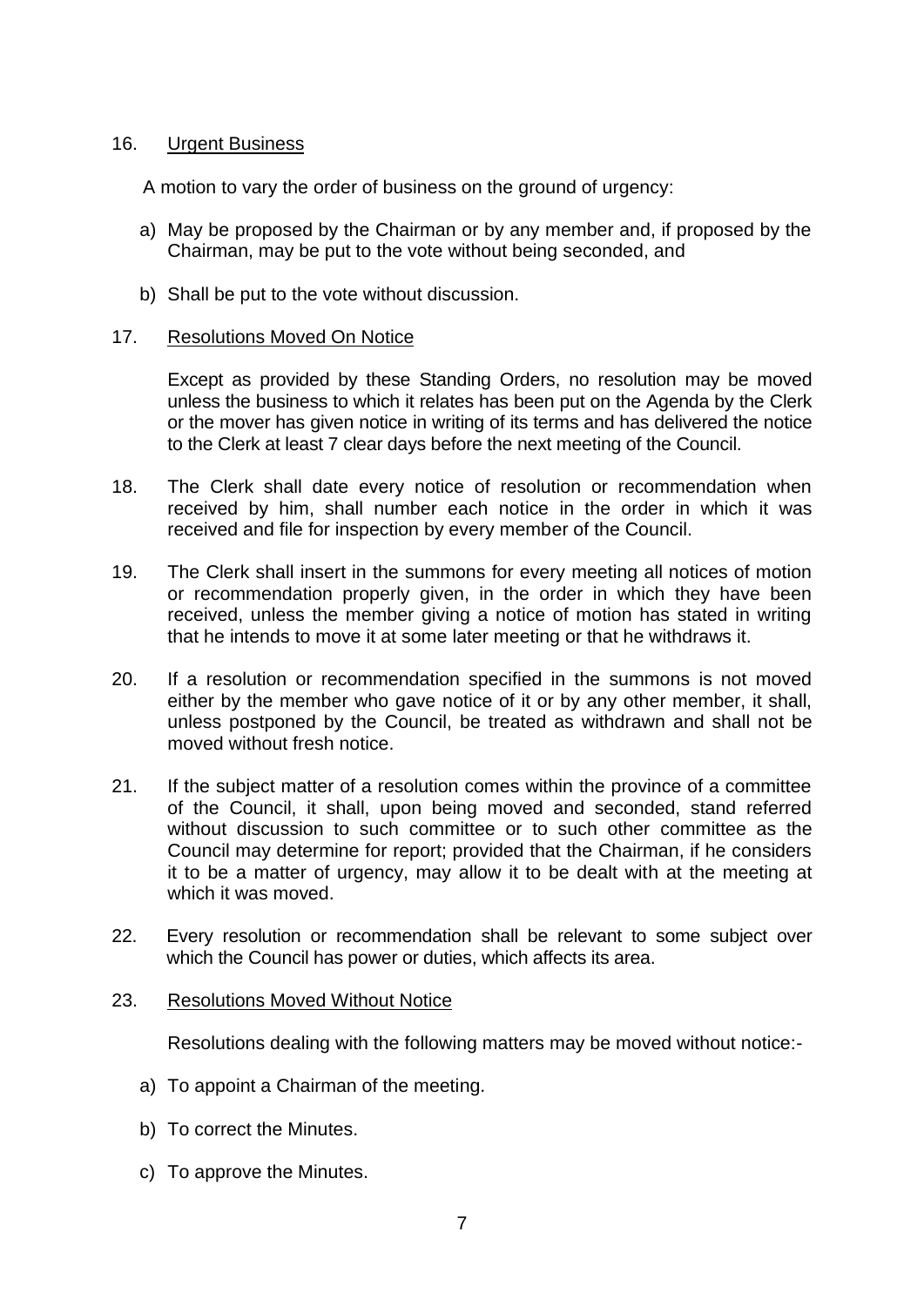16. Urgent Business

A motion to vary the order of business on the ground of urgency:

a) May be proposed by the Chairman or by any member and, if proposed by the Chairman, may be put to the vote without being seconded, and

b) Shall be put to the vote without discussion.

17. Resolutions Moved On Notice

Except as provided by these Standing Orders, no resolution may be moved unless the business to which it relates has been put on the Agenda by the Clerk or the mover has given notice in writing of its terms and has delivered the notice to the Clerk at least 7 clear days before the next meeting of the Council.

18. The Clerk shall date every notice of resolution or recommendation when received by him, shall number each notice in the order in which it was received and file for inspection by every member of the Council.

19. The Clerk shall insert in the summons for every meeting all notices of motion or recommendation properly given, in the order in which they have been received, unless the member giving a notice of motion has stated in writing that he intends to move it at some later meeting or that he withdraws it.

20. If a resolution or recommendation specified in the summons is not moved either by the member who gave notice of it or by any other member, it shall, unless postponed by the Council, be treated as withdrawn and shall not be moved without fresh notice.

21. If the subject matter of a resolution comes within the province of a committee of the Council, it shall, upon being moved and seconded, stand referred without discussion to such committee or to such other committee as the Council may determine for report; provided that the Chairman, if he considers it to be a matter of urgency, may allow it to be dealt with at the meeting at which it was moved.

22. Every resolution or recommendation shall be relevant to some subject over which the Council has power or duties, which affects its area.

23. Resolutions Moved Without Notice

Resolutions dealing with the following matters may be moved without notice:-

a) To appoint a Chairman of the meeting.

b) To correct the Minutes.

c) To approve the Minutes.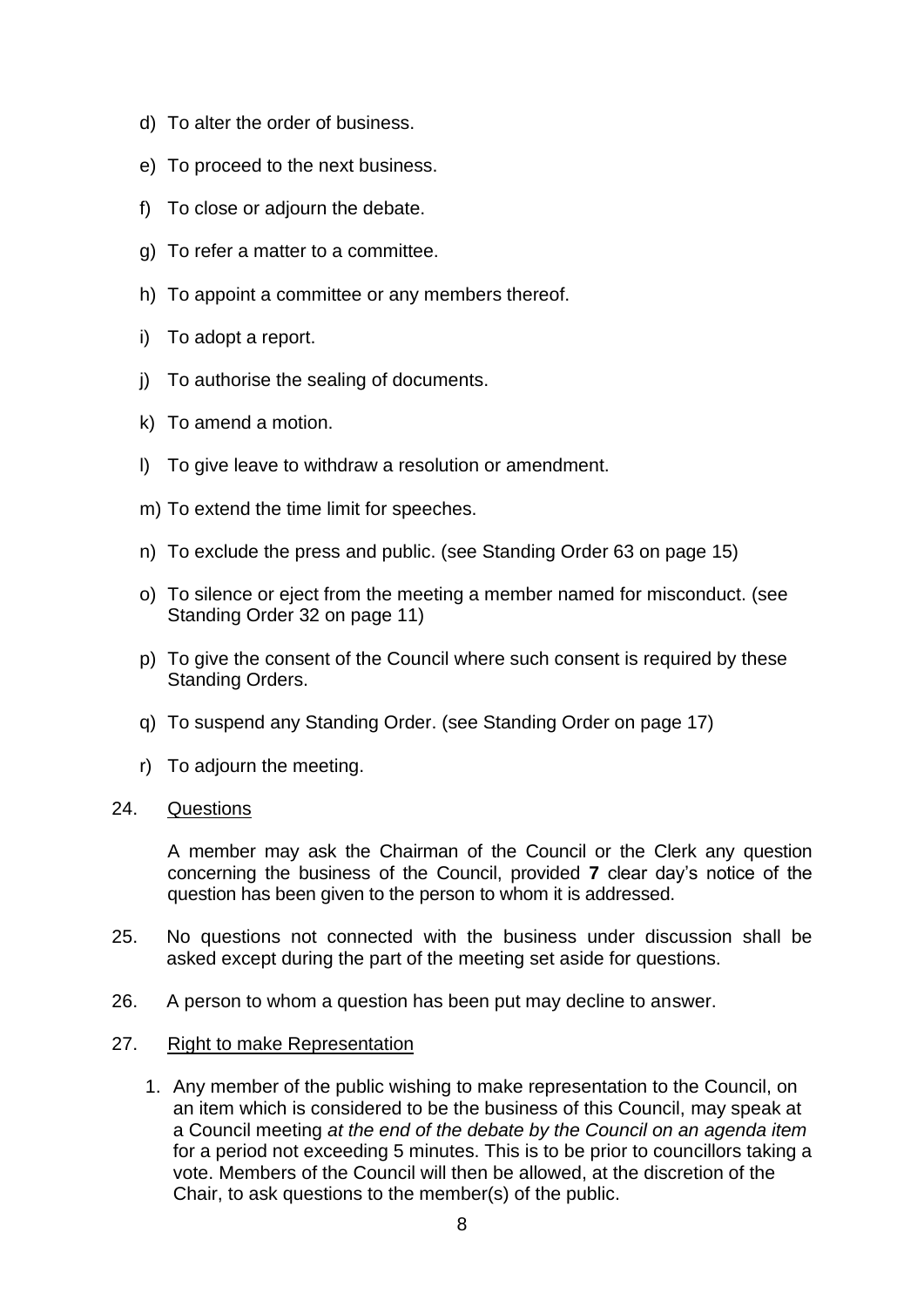d) To alter the order of business.

e) To proceed to the next business.

f) To close or adjourn the debate.

g) To refer a matter to a committee.

h) To appoint a committee or any members thereof.

i) To adopt a report.

j) To authorise the sealing of documents.

k) To amend a motion.

l) To give leave to withdraw a resolution or amendment.

m) To extend the time limit for speeches.

n) To exclude the press and public. (see Standing Order 63 on page 15)

o) To silence or eject from the meeting a member named for misconduct. (see Standing Order 32 on page 11)

p) To give the consent of the Council where such consent is required by these Standing Orders.

q) To suspend any Standing Order. (see Standing Order on page 17)

r) To adjourn the meeting.

24. Questions

A member may ask the Chairman of the Council or the Clerk any question concerning the business of the Council, provided **7** clear day's notice of the question has been given to the person to whom it is addressed.

25. No questions not connected with the business under discussion shall be asked except during the part of the meeting set aside for questions.

26. A person to whom a question has been put may decline to answer.

27. Right to make Representation

1. Any member of the public wishing to make representation to the Council, on an item which is considered to be the business of this Council, may speak at a Council meeting *at the end of the debate by the Council on an agenda item* for a period not exceeding 5 minutes. This is to be prior to councillors taking a vote. Members of the Council will then be allowed, at the discretion of the Chair, to ask questions to the member(s) of the public.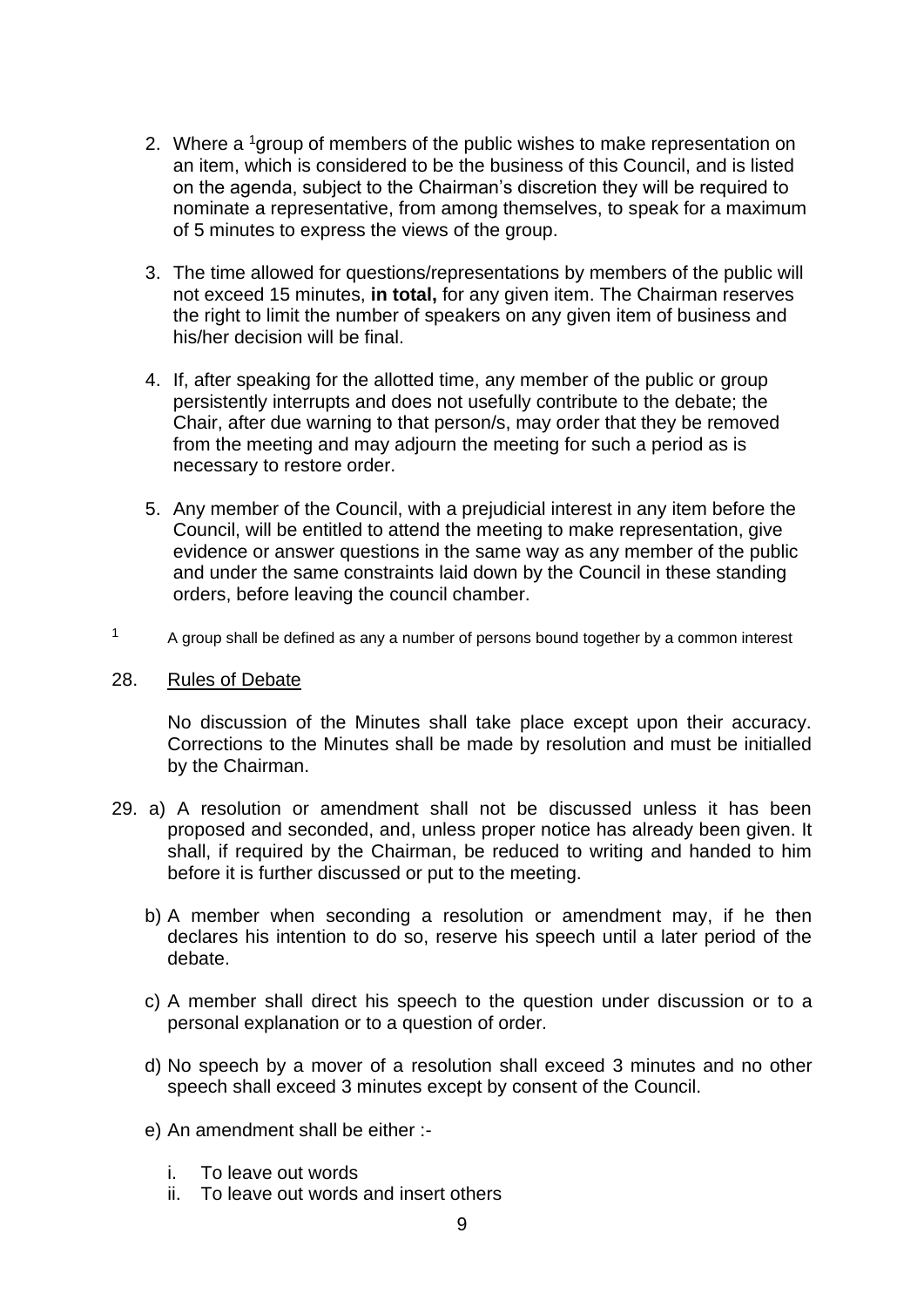2. Where a [1]group of members of the public wishes to make representation on an item, which is considered to be the business of this Council, and is listed on the agenda, subject to the Chairman's discretion they will be required to nominate a representative, from among themselves, to speak for a maximum of 5 minutes to express the views of the group.

3. The time allowed for questions/representations by members of the public will not exceed 15 minutes, **in total,** for any given item. The Chairman reserves the right to limit the number of speakers on any given item of business and his/her decision will be final.

4. If, after speaking for the allotted time, any member of the public or group persistently interrupts and does not usefully contribute to the debate; the Chair, after due warning to that person/s, may order that they be removed from the meeting and may adjourn the meeting for such a period as is necessary to restore order.

5. Any member of the Council, with a prejudicial interest in any item before the Council, will be entitled to attend the meeting to make representation, give evidence or answer questions in the same way as any member of the public and under the same constraints laid down by the Council in these standing orders, before leaving the council chamber.

[1] A group shall be defined as any a number of persons bound together by a common interest

28. Rules of Debate

No discussion of the Minutes shall take place except upon their accuracy. Corrections to the Minutes shall be made by resolution and must be initialled by the Chairman.

29. a) A resolution or amendment shall not be discussed unless it has been proposed and seconded, and, unless proper notice has already been given. It shall, if required by the Chairman, be reduced to writing and handed to him before it is further discussed or put to the meeting.

    b) A member when seconding a resolution or amendment may, if he then declares his intention to do so, reserve his speech until a later period of the debate.

    c) A member shall direct his speech to the question under discussion or to a personal explanation or to a question of order.

    d) No speech by a mover of a resolution shall exceed 3 minutes and no other speech shall exceed 3 minutes except by consent of the Council.

    e) An amendment shall be either :-

       i. To leave out words
       ii. To leave out words and insert others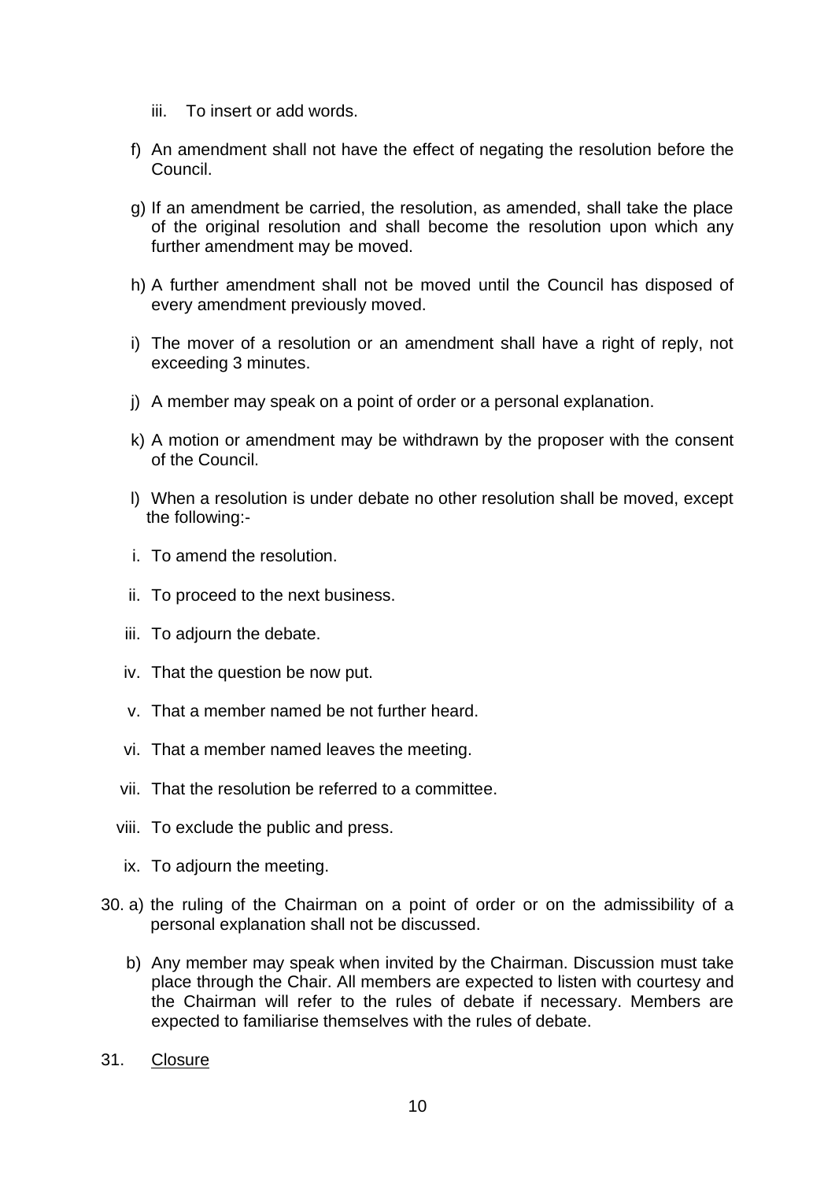iii. To insert or add words.

f) An amendment shall not have the effect of negating the resolution before the Council.

g) If an amendment be carried, the resolution, as amended, shall take the place of the original resolution and shall become the resolution upon which any further amendment may be moved.

h) A further amendment shall not be moved until the Council has disposed of every amendment previously moved.

i) The mover of a resolution or an amendment shall have a right of reply, not exceeding 3 minutes.

j) A member may speak on a point of order or a personal explanation.

k) A motion or amendment may be withdrawn by the proposer with the consent of the Council.

l) When a resolution is under debate no other resolution shall be moved, except the following:-

   i. To amend the resolution.

   ii. To proceed to the next business.

   iii. To adjourn the debate.

   iv. That the question be now put.

   v. That a member named be not further heard.

   vi. That a member named leaves the meeting.

   vii. That the resolution be referred to a committee.

   viii. To exclude the public and press.

   ix. To adjourn the meeting.

30. a) the ruling of the Chairman on a point of order or on the admissibility of a personal explanation shall not be discussed.

    b) Any member may speak when invited by the Chairman. Discussion must take place through the Chair. All members are expected to listen with courtesy and the Chairman will refer to the rules of debate if necessary. Members are expected to familiarise themselves with the rules of debate.

31. Closure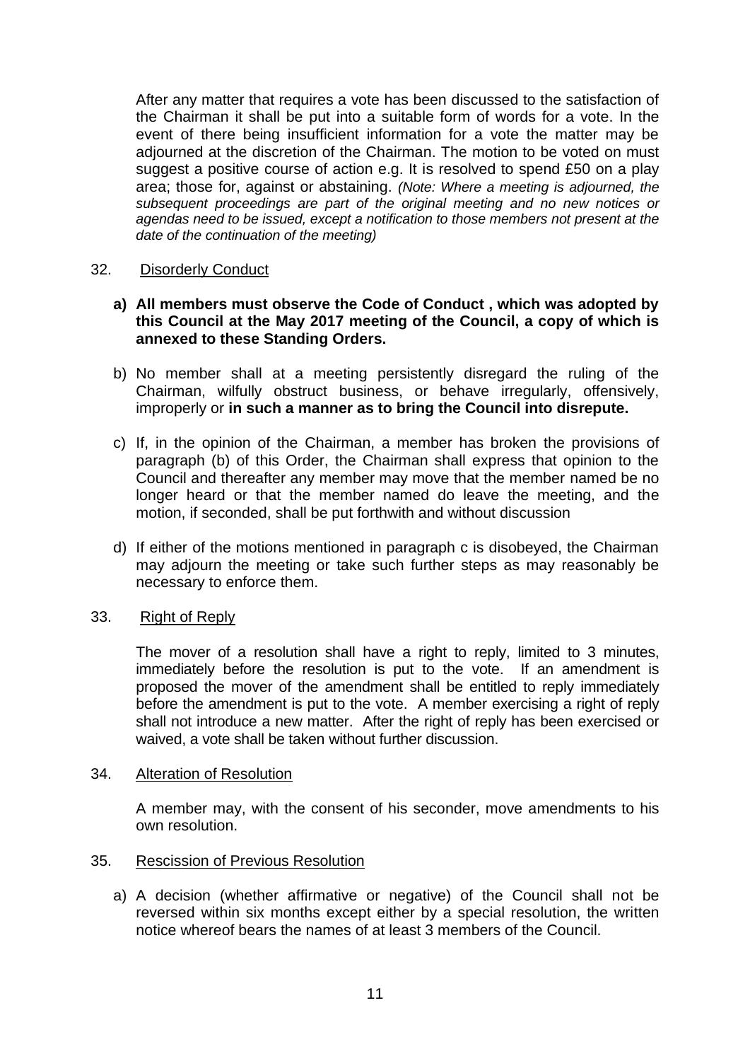After any matter that requires a vote has been discussed to the satisfaction of the Chairman it shall be put into a suitable form of words for a vote. In the event of there being insufficient information for a vote the matter may be adjourned at the discretion of the Chairman. The motion to be voted on must suggest a positive course of action e.g. It is resolved to spend £50 on a play area; those for, against or abstaining. *(Note: Where a meeting is adjourned, the subsequent proceedings are part of the original meeting and no new notices or agendas need to be issued, except a notification to those members not present at the date of the continuation of the meeting)*

32. Disorderly Conduct

a) **All members must observe the Code of Conduct , which was adopted by this Council at the May 2017 meeting of the Council, a copy of which is annexed to these Standing Orders.**

b) No member shall at a meeting persistently disregard the ruling of the Chairman, wilfully obstruct business, or behave irregularly, offensively, improperly or **in such a manner as to bring the Council into disrepute.**

c) If, in the opinion of the Chairman, a member has broken the provisions of paragraph (b) of this Order, the Chairman shall express that opinion to the Council and thereafter any member may move that the member named be no longer heard or that the member named do leave the meeting, and the motion, if seconded, shall be put forthwith and without discussion

d) If either of the motions mentioned in paragraph c is disobeyed, the Chairman may adjourn the meeting or take such further steps as may reasonably be necessary to enforce them.

33. Right of Reply

The mover of a resolution shall have a right to reply, limited to 3 minutes, immediately before the resolution is put to the vote. If an amendment is proposed the mover of the amendment shall be entitled to reply immediately before the amendment is put to the vote. A member exercising a right of reply shall not introduce a new matter. After the right of reply has been exercised or waived, a vote shall be taken without further discussion.

34. Alteration of Resolution

A member may, with the consent of his seconder, move amendments to his own resolution.

35. Rescission of Previous Resolution

a) A decision (whether affirmative or negative) of the Council shall not be reversed within six months except either by a special resolution, the written notice whereof bears the names of at least 3 members of the Council.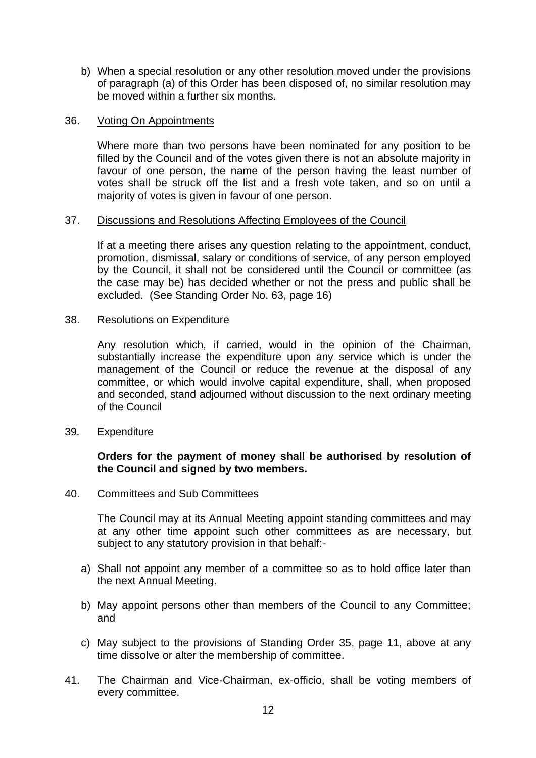b) When a special resolution or any other resolution moved under the provisions of paragraph (a) of this Order has been disposed of, no similar resolution may be moved within a further six months.

36. Voting On Appointments

Where more than two persons have been nominated for any position to be filled by the Council and of the votes given there is not an absolute majority in favour of one person, the name of the person having the least number of votes shall be struck off the list and a fresh vote taken, and so on until a majority of votes is given in favour of one person.

37. Discussions and Resolutions Affecting Employees of the Council

If at a meeting there arises any question relating to the appointment, conduct, promotion, dismissal, salary or conditions of service, of any person employed by the Council, it shall not be considered until the Council or committee (as the case may be) has decided whether or not the press and public shall be excluded. (See Standing Order No. 63, page 16)

38. Resolutions on Expenditure

Any resolution which, if carried, would in the opinion of the Chairman, substantially increase the expenditure upon any service which is under the management of the Council or reduce the revenue at the disposal of any committee, or which would involve capital expenditure, shall, when proposed and seconded, stand adjourned without discussion to the next ordinary meeting of the Council

39. Expenditure

**Orders for the payment of money shall be authorised by resolution of the Council and signed by two members.**

40. Committees and Sub Committees

The Council may at its Annual Meeting appoint standing committees and may at any other time appoint such other committees as are necessary, but subject to any statutory provision in that behalf:-

a) Shall not appoint any member of a committee so as to hold office later than the next Annual Meeting.

b) May appoint persons other than members of the Council to any Committee; and

c) May subject to the provisions of Standing Order 35, page 11, above at any time dissolve or alter the membership of committee.

41. The Chairman and Vice-Chairman, ex-officio, shall be voting members of every committee.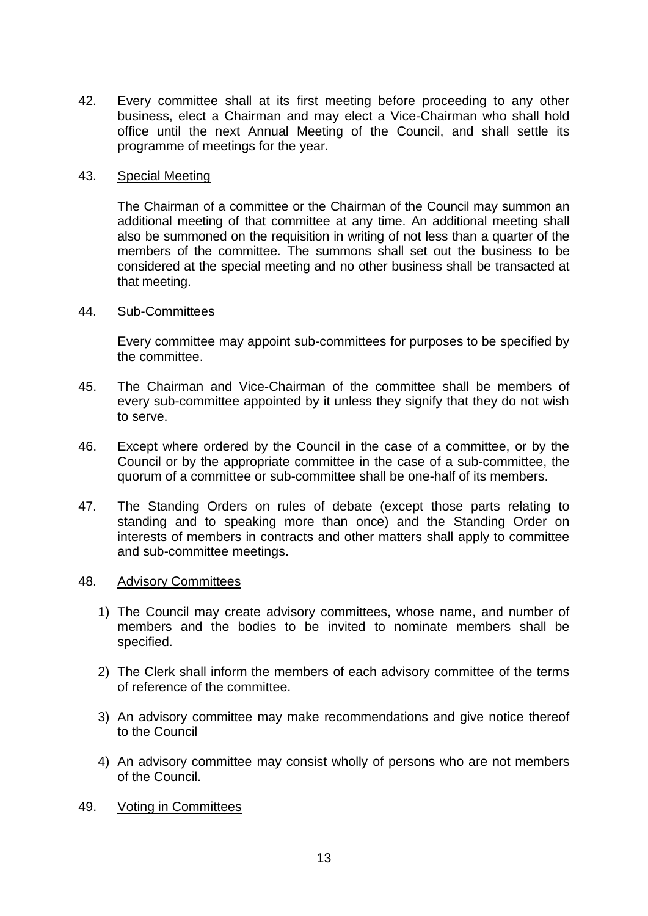42. Every committee shall at its first meeting before proceeding to any other business, elect a Chairman and may elect a Vice-Chairman who shall hold office until the next Annual Meeting of the Council, and shall settle its programme of meetings for the year.

43. Special Meeting

The Chairman of a committee or the Chairman of the Council may summon an additional meeting of that committee at any time. An additional meeting shall also be summoned on the requisition in writing of not less than a quarter of the members of the committee. The summons shall set out the business to be considered at the special meeting and no other business shall be transacted at that meeting.

44. Sub-Committees

Every committee may appoint sub-committees for purposes to be specified by the committee.

45. The Chairman and Vice-Chairman of the committee shall be members of every sub-committee appointed by it unless they signify that they do not wish to serve.

46. Except where ordered by the Council in the case of a committee, or by the Council or by the appropriate committee in the case of a sub-committee, the quorum of a committee or sub-committee shall be one-half of its members.

47. The Standing Orders on rules of debate (except those parts relating to standing and to speaking more than once) and the Standing Order on interests of members in contracts and other matters shall apply to committee and sub-committee meetings.

48. Advisory Committees

1) The Council may create advisory committees, whose name, and number of members and the bodies to be invited to nominate members shall be specified.

2) The Clerk shall inform the members of each advisory committee of the terms of reference of the committee.

3) An advisory committee may make recommendations and give notice thereof to the Council

4) An advisory committee may consist wholly of persons who are not members of the Council.

49. Voting in Committees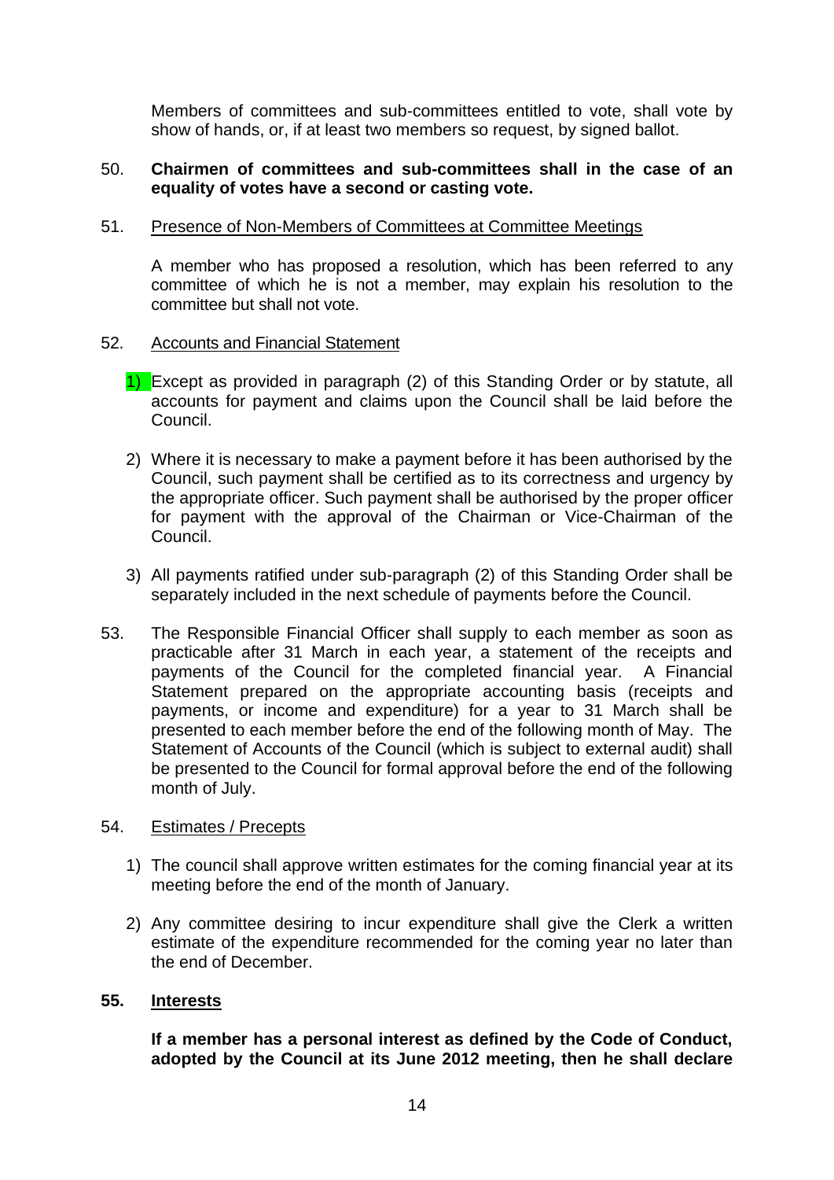Members of committees and sub-committees entitled to vote, shall vote by show of hands, or, if at least two members so request, by signed ballot.

50. **Chairmen of committees and sub-committees shall in the case of an equality of votes have a second or casting vote.**

51. Presence of Non-Members of Committees at Committee Meetings

A member who has proposed a resolution, which has been referred to any committee of which he is not a member, may explain his resolution to the committee but shall not vote.

52. Accounts and Financial Statement

1) Except as provided in paragraph (2) of this Standing Order or by statute, all accounts for payment and claims upon the Council shall be laid before the Council.

2) Where it is necessary to make a payment before it has been authorised by the Council, such payment shall be certified as to its correctness and urgency by the appropriate officer. Such payment shall be authorised by the proper officer for payment with the approval of the Chairman or Vice-Chairman of the Council.

3) All payments ratified under sub-paragraph (2) of this Standing Order shall be separately included in the next schedule of payments before the Council.

53. The Responsible Financial Officer shall supply to each member as soon as practicable after 31 March in each year, a statement of the receipts and payments of the Council for the completed financial year. A Financial Statement prepared on the appropriate accounting basis (receipts and payments, or income and expenditure) for a year to 31 March shall be presented to each member before the end of the following month of May. The Statement of Accounts of the Council (which is subject to external audit) shall be presented to the Council for formal approval before the end of the following month of July.

54. Estimates / Precepts

1) The council shall approve written estimates for the coming financial year at its meeting before the end of the month of January.

2) Any committee desiring to incur expenditure shall give the Clerk a written estimate of the expenditure recommended for the coming year no later than the end of December.

**55. Interests**

**If a member has a personal interest as defined by the Code of Conduct, adopted by the Council at its June 2012 meeting, then he shall declare**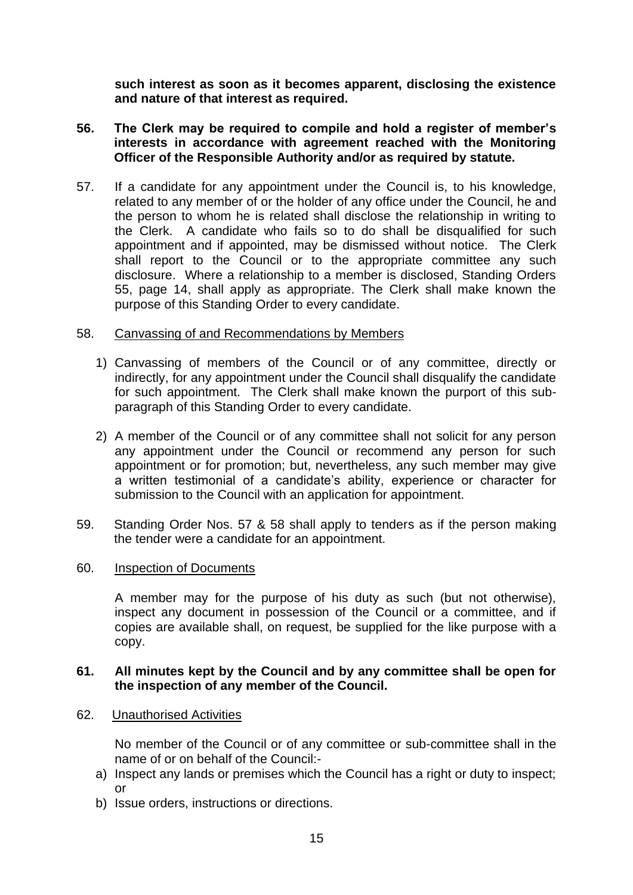**such interest as soon as it becomes apparent, disclosing the existence and nature of that interest as required.**

**56. The Clerk may be required to compile and hold a register of member's interests in accordance with agreement reached with the Monitoring Officer of the Responsible Authority and/or as required by statute.**

57. If a candidate for any appointment under the Council is, to his knowledge, related to any member of or the holder of any office under the Council, he and the person to whom he is related shall disclose the relationship in writing to the Clerk. A candidate who fails so to do shall be disqualified for such appointment and if appointed, may be dismissed without notice. The Clerk shall report to the Council or to the appropriate committee any such disclosure. Where a relationship to a member is disclosed, Standing Orders 55, page 14, shall apply as appropriate. The Clerk shall make known the purpose of this Standing Order to every candidate.

58. Canvassing of and Recommendations by Members

1) Canvassing of members of the Council or of any committee, directly or indirectly, for any appointment under the Council shall disqualify the candidate for such appointment. The Clerk shall make known the purport of this sub-paragraph of this Standing Order to every candidate.

2) A member of the Council or of any committee shall not solicit for any person any appointment under the Council or recommend any person for such appointment or for promotion; but, nevertheless, any such member may give a written testimonial of a candidate's ability, experience or character for submission to the Council with an application for appointment.

59. Standing Order Nos. 57 & 58 shall apply to tenders as if the person making the tender were a candidate for an appointment.

60. Inspection of Documents

A member may for the purpose of his duty as such (but not otherwise), inspect any document in possession of the Council or a committee, and if copies are available shall, on request, be supplied for the like purpose with a copy.

**61. All minutes kept by the Council and by any committee shall be open for the inspection of any member of the Council.**

62. Unauthorised Activities

No member of the Council or of any committee or sub-committee shall in the name of or on behalf of the Council:-

a) Inspect any lands or premises which the Council has a right or duty to inspect; or
b) Issue orders, instructions or directions.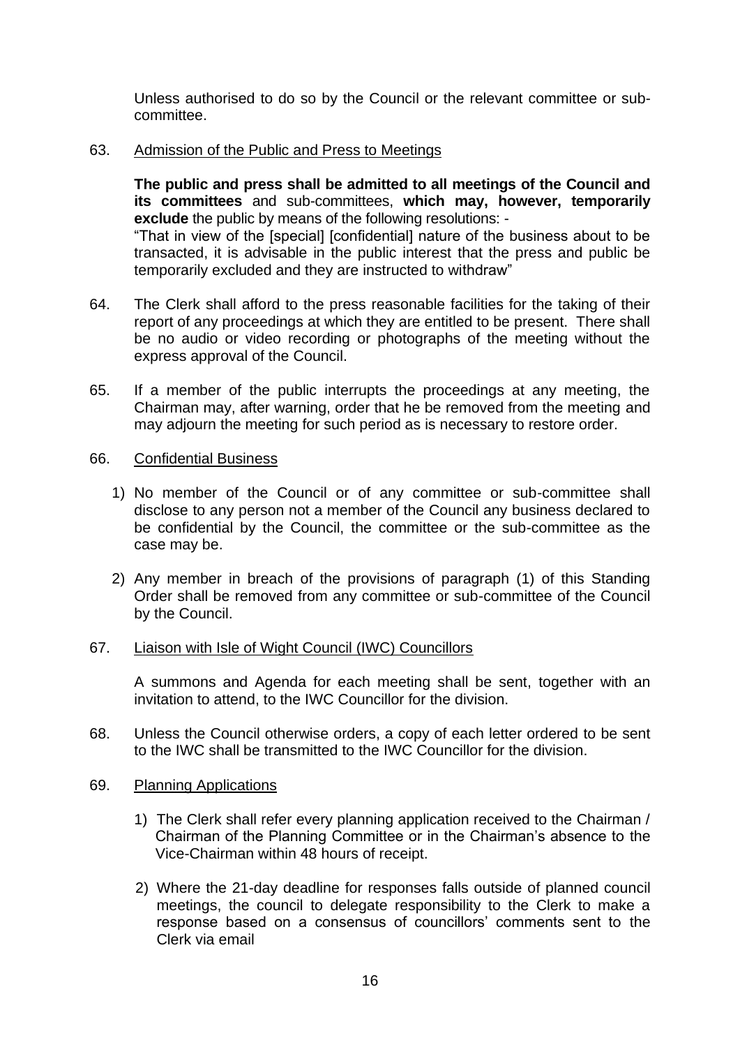Unless authorised to do so by the Council or the relevant committee or sub-committee.

63. Admission of the Public and Press to Meetings

**The public and press shall be admitted to all meetings of the Council and its committees** and sub-committees, **which may, however, temporarily exclude** the public by means of the following resolutions: -
"That in view of the [special] [confidential] nature of the business about to be transacted, it is advisable in the public interest that the press and public be temporarily excluded and they are instructed to withdraw"

64. The Clerk shall afford to the press reasonable facilities for the taking of their report of any proceedings at which they are entitled to be present. There shall be no audio or video recording or photographs of the meeting without the express approval of the Council.

65. If a member of the public interrupts the proceedings at any meeting, the Chairman may, after warning, order that he be removed from the meeting and may adjourn the meeting for such period as is necessary to restore order.

66. Confidential Business

1) No member of the Council or of any committee or sub-committee shall disclose to any person not a member of the Council any business declared to be confidential by the Council, the committee or the sub-committee as the case may be.

2) Any member in breach of the provisions of paragraph (1) of this Standing Order shall be removed from any committee or sub-committee of the Council by the Council.

67. Liaison with Isle of Wight Council (IWC) Councillors

A summons and Agenda for each meeting shall be sent, together with an invitation to attend, to the IWC Councillor for the division.

68. Unless the Council otherwise orders, a copy of each letter ordered to be sent to the IWC shall be transmitted to the IWC Councillor for the division.

69. Planning Applications

1) The Clerk shall refer every planning application received to the Chairman / Chairman of the Planning Committee or in the Chairman's absence to the Vice-Chairman within 48 hours of receipt.

2) Where the 21-day deadline for responses falls outside of planned council meetings, the council to delegate responsibility to the Clerk to make a response based on a consensus of councillors' comments sent to the Clerk via email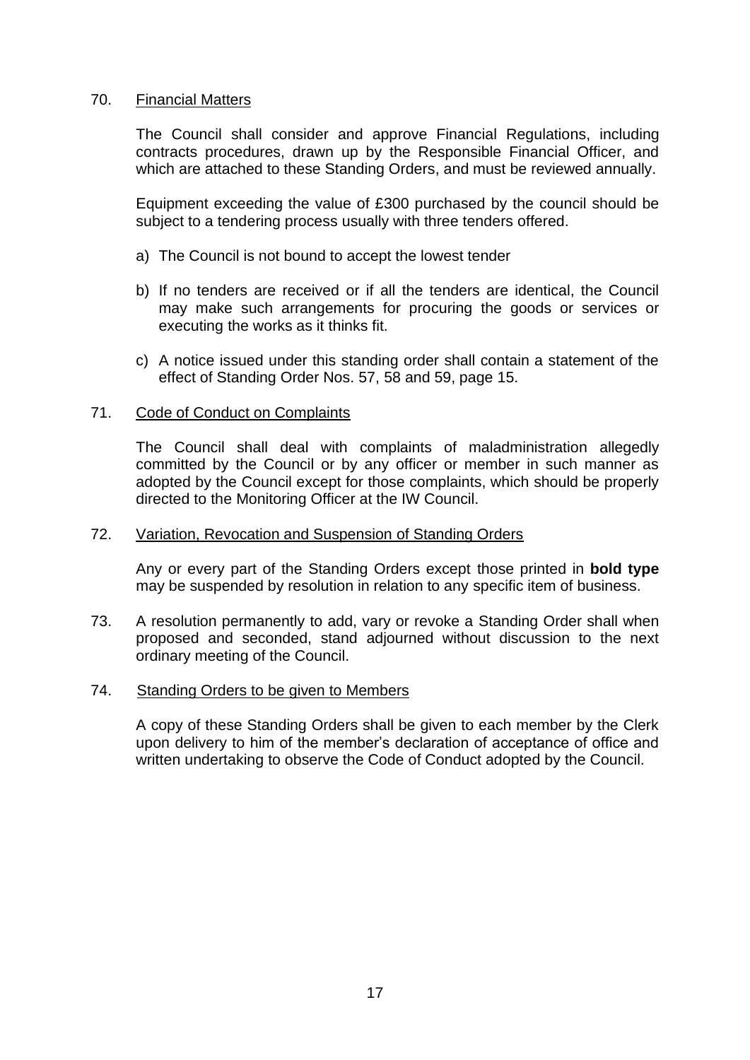70. Financial Matters

The Council shall consider and approve Financial Regulations, including contracts procedures, drawn up by the Responsible Financial Officer, and which are attached to these Standing Orders, and must be reviewed annually.

Equipment exceeding the value of £300 purchased by the council should be subject to a tendering process usually with three tenders offered.

a) The Council is not bound to accept the lowest tender

b) If no tenders are received or if all the tenders are identical, the Council may make such arrangements for procuring the goods or services or executing the works as it thinks fit.

c) A notice issued under this standing order shall contain a statement of the effect of Standing Order Nos. 57, 58 and 59, page 15.

71. Code of Conduct on Complaints

The Council shall deal with complaints of maladministration allegedly committed by the Council or by any officer or member in such manner as adopted by the Council except for those complaints, which should be properly directed to the Monitoring Officer at the IW Council.

72. Variation, Revocation and Suspension of Standing Orders

Any or every part of the Standing Orders except those printed in **bold type** may be suspended by resolution in relation to any specific item of business.

73. A resolution permanently to add, vary or revoke a Standing Order shall when proposed and seconded, stand adjourned without discussion to the next ordinary meeting of the Council.

74. Standing Orders to be given to Members

A copy of these Standing Orders shall be given to each member by the Clerk upon delivery to him of the member's declaration of acceptance of office and written undertaking to observe the Code of Conduct adopted by the Council.